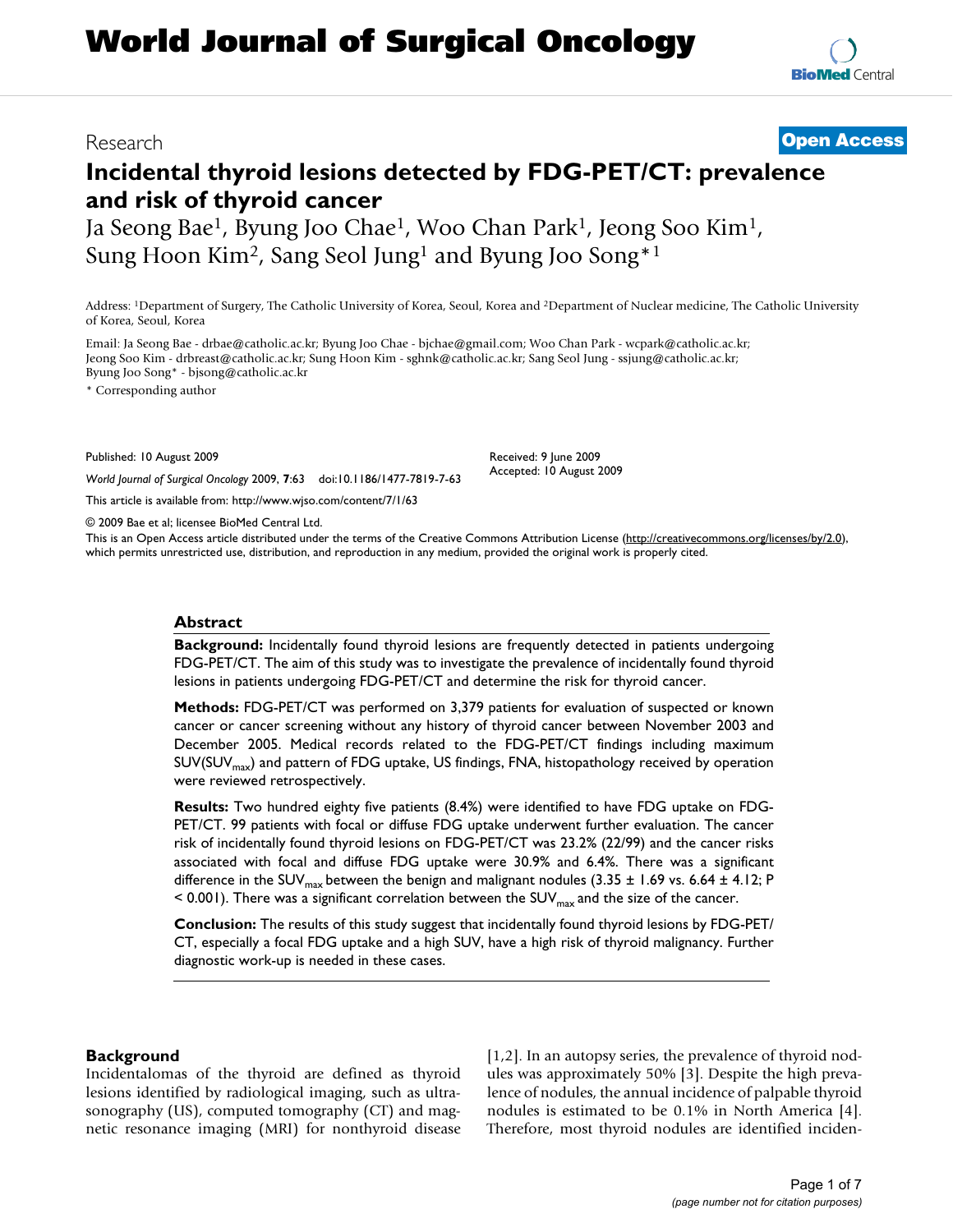# World Journal of Surgical Oncology

Research

**Open Access**

## Incidental thyroid lesions detected by FDG-PET/CT: prevalence and risk of thyroid cancer

Ja Seong Bae[1], Byung Joo Chae[1], Woo Chan Park[1], Jeong Soo Kim[1], Sung Hoon Kim[2], Sang Seol Jung[1] and Byung Joo Song*[1]

Address: [1]Department of Surgery, The Catholic University of Korea, Seoul, Korea and [2]Department of Nuclear medicine, The Catholic University of Korea, Seoul, Korea

Email: Ja Seong Bae - drbae@catholic.ac.kr; Byung Joo Chae - bjchae@gmail.com; Woo Chan Park - wcpark@catholic.ac.kr; Jeong Soo Kim - drbreast@catholic.ac.kr; Sung Hoon Kim - sghnk@catholic.ac.kr; Sang Seol Jung - ssjung@catholic.ac.kr; Byung Joo Song* - bjsong@catholic.ac.kr

\* Corresponding author

Published: 10 August 2009

*World Journal of Surgical Oncology* 2009, **7**:63 doi:10.1186/1477-7819-7-63

Received: 9 June 2009
Accepted: 10 August 2009

This article is available from: http://www.wjso.com/content/7/1/63

© 2009 Bae et al; licensee BioMed Central Ltd.

This is an Open Access article distributed under the terms of the Creative Commons Attribution License (http://creativecommons.org/licenses/by/2.0), which permits unrestricted use, distribution, and reproduction in any medium, provided the original work is properly cited.

### Abstract

**Background:** Incidentally found thyroid lesions are frequently detected in patients undergoing FDG-PET/CT. The aim of this study was to investigate the prevalence of incidentally found thyroid lesions in patients undergoing FDG-PET/CT and determine the risk for thyroid cancer.

**Methods:** FDG-PET/CT was performed on 3,379 patients for evaluation of suspected or known cancer or cancer screening without any history of thyroid cancer between November 2003 and December 2005. Medical records related to the FDG-PET/CT findings including maximum SUV($SUV_{max}$) and pattern of FDG uptake, US findings, FNA, histopathology received by operation were reviewed retrospectively.

**Results:** Two hundred eighty five patients (8.4%) were identified to have FDG uptake on FDG-PET/CT. 99 patients with focal or diffuse FDG uptake underwent further evaluation. The cancer risk of incidentally found thyroid lesions on FDG-PET/CT was 23.2% (22/99) and the cancer risks associated with focal and diffuse FDG uptake were 30.9% and 6.4%. There was a significant difference in the $SUV_{max}$ between the benign and malignant nodules (3.35 ± 1.69 vs. 6.64 ± 4.12; $P < 0.001$). There was a significant correlation between the $SUV_{max}$ and the size of the cancer.

**Conclusion:** The results of this study suggest that incidentally found thyroid lesions by FDG-PET/CT, especially a focal FDG uptake and a high SUV, have a high risk of thyroid malignancy. Further diagnostic work-up is needed in these cases.

### Background

Incidentalomas of the thyroid are defined as thyroid lesions identified by radiological imaging, such as ultrasonography (US), computed tomography (CT) and magnetic resonance imaging (MRI) for nonthyroid disease [1,2]. In an autopsy series, the prevalence of thyroid nodules was approximately 50% [3]. Despite the high prevalence of nodules, the annual incidence of palpable thyroid nodules is estimated to be 0.1% in North America [4]. Therefore, most thyroid nodules are identified inciden-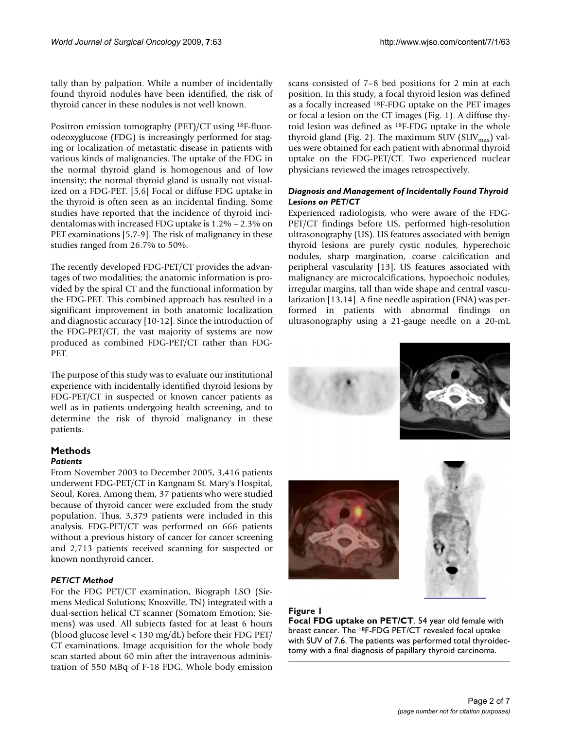tally than by palpation. While a number of incidentally found thyroid nodules have been identified, the risk of thyroid cancer in these nodules is not well known.

Positron emission tomography (PET)/CT using $^{18}$F-fluorodeoxyglucose (FDG) is increasingly performed for staging or localization of metastatic disease in patients with various kinds of malignancies. The uptake of the FDG in the normal thyroid gland is homogenous and of low intensity; the normal thyroid gland is usually not visualized on a FDG-PET. [5,6] Focal or diffuse FDG uptake in the thyroid is often seen as an incidental finding. Some studies have reported that the incidence of thyroid incidentalomas with increased FDG uptake is 1.2% – 2.3% on PET examinations [5,7-9]. The risk of malignancy in these studies ranged from 26.7% to 50%.

The recently developed FDG-PET/CT provides the advantages of two modalities; the anatomic information is provided by the spiral CT and the functional information by the FDG-PET. This combined approach has resulted in a significant improvement in both anatomic localization and diagnostic accuracy [10-12]. Since the introduction of the FDG-PET/CT, the vast majority of systems are now produced as combined FDG-PET/CT rather than FDG-PET.

The purpose of this study was to evaluate our institutional experience with incidentally identified thyroid lesions by FDG-PET/CT in suspected or known cancer patients as well as in patients undergoing health screening, and to determine the risk of thyroid malignancy in these patients.

## Methods

### *Patients*

From November 2003 to December 2005, 3,416 patients underwent FDG-PET/CT in Kangnam St. Mary's Hospital, Seoul, Korea. Among them, 37 patients who were studied because of thyroid cancer were excluded from the study population. Thus, 3,379 patients were included in this analysis. FDG-PET/CT was performed on 666 patients without a previous history of cancer for cancer screening and 2,713 patients received scanning for suspected or known nonthyroid cancer.

### *PET/CT Method*

For the FDG PET/CT examination, Biograph LSO (Siemens Medical Solutions; Knoxville, TN) integrated with a dual-section helical CT scanner (Somatom Emotion; Siemens) was used. All subjects fasted for at least 6 hours (blood glucose level < 130 mg/dL) before their FDG PET/CT examinations. Image acquisition for the whole body scan started about 60 min after the intravenous administration of 550 MBq of F-18 FDG. Whole body emission scans consisted of 7–8 bed positions for 2 min at each position. In this study, a focal thyroid lesion was defined as a focally increased $^{18}$F-FDG uptake on the PET images or focal a lesion on the CT images (Fig. 1). A diffuse thyroid lesion was defined as $^{18}$F-FDG uptake in the whole thyroid gland (Fig. 2). The maximum SUV ($SUV_{max}$) values were obtained for each patient with abnormal thyroid uptake on the FDG-PET/CT. Two experienced nuclear physicians reviewed the images retrospectively.

### *Diagnosis and Management of Incidentally Found Thyroid Lesions on PET/CT*

Experienced radiologists, who were aware of the FDG-PET/CT findings before US, performed high-resolution ultrasonography (US). US features associated with benign thyroid lesions are purely cystic nodules, hyperechoic nodules, sharp margination, coarse calcification and peripheral vascularity [13]. US features associated with malignancy are microcalcifications, hypoechoic nodules, irregular margins, tall than wide shape and central vascularization [13,14]. A fine needle aspiration (FNA) was performed in patients with abnormal findings on ultrasonography using a 21-gauge needle on a 20-mL

**Figure 1**

**Focal FDG uptake on PET/CT**. 54 year old female with breast cancer. The $^{18}$F-FDG PET/CT revealed focal uptake with SUV of 7.6. The patients was performed total thyroidectomy with a final diagnosis of papillary thyroid carcinoma.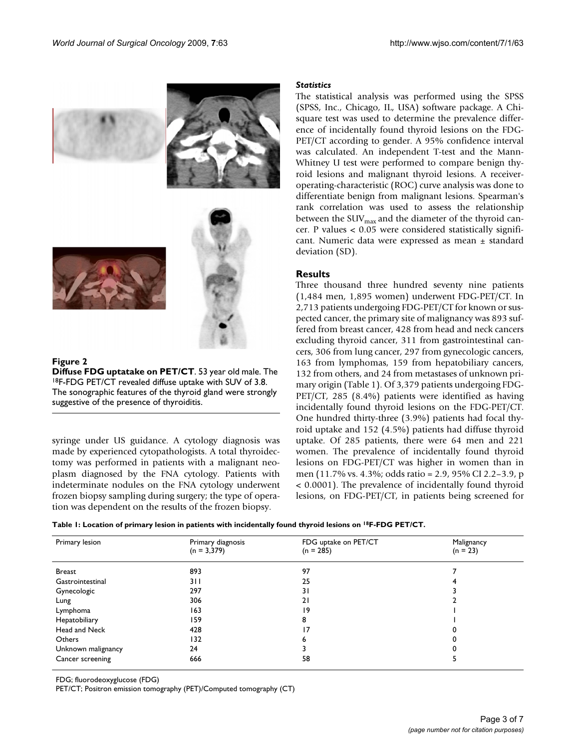**Figure 2**

**Diffuse FDG uptatake on PET/CT**. 53 year old male. The [18]F-FDG PET/CT revealed diffuse uptake with SUV of 3.8. The sonographic features of the thyroid gland were strongly suggestive of the presence of thyroiditis.

syringe under US guidance. A cytology diagnosis was made by experienced cytopathologists. A total thyroidectomy was performed in patients with a malignant neoplasm diagnosed by the FNA cytology. Patients with indeterminate nodules on the FNA cytology underwent frozen biopsy sampling during surgery; the type of operation was dependent on the results of the frozen biopsy.

### *Statistics*

The statistical analysis was performed using the SPSS (SPSS, Inc., Chicago, IL, USA) software package. A Chi-square test was used to determine the prevalence difference of incidentally found thyroid lesions on the FDG-PET/CT according to gender. A 95% confidence interval was calculated. An independent T-test and the Mann-Whitney U test were performed to compare benign thyroid lesions and malignant thyroid lesions. A receiver-operating-characteristic (ROC) curve analysis was done to differentiate benign from malignant lesions. Spearman's rank correlation was used to assess the relationship between the $SUV_{max}$ and the diameter of the thyroid cancer. P values < 0.05 were considered statistically significant. Numeric data were expressed as mean ± standard deviation (SD).

## Results

Three thousand three hundred seventy nine patients (1,484 men, 1,895 women) underwent FDG-PET/CT. In 2,713 patients undergoing FDG-PET/CT for known or suspected cancer, the primary site of malignancy was 893 suffered from breast cancer, 428 from head and neck cancers excluding thyroid cancer, 311 from gastrointestinal cancers, 306 from lung cancer, 297 from gynecologic cancers, 163 from lymphomas, 159 from hepatobiliary cancers, 132 from others, and 24 from metastases of unknown primary origin (Table 1). Of 3,379 patients undergoing FDG-PET/CT, 285 (8.4%) patients were identified as having incidentally found thyroid lesions on the FDG-PET/CT. One hundred thirty-three (3.9%) patients had focal thyroid uptake and 152 (4.5%) patients had diffuse thyroid uptake. Of 285 patients, there were 64 men and 221 women. The prevalence of incidentally found thyroid lesions on FDG-PET/CT was higher in women than in men (11.7% vs. 4.3%; odds ratio = 2.9, 95% CI 2.2–3.9, p < 0.0001). The prevalence of incidentally found thyroid lesions, on FDG-PET/CT, in patients being screened for

**Table 1: Location of primary lesion in patients with incidentally found thyroid lesions on [18]F-FDG PET/CT.**

| Primary lesion | Primary diagnosis (n = 3,379) | FDG uptake on PET/CT (n = 285) | Malignancy (n = 23) |
|---|---|---|---|
| Breast | 893 | 97 | 7 |
| Gastrointestinal | 311 | 25 | 4 |
| Gynecologic | 297 | 31 | 3 |
| Lung | 306 | 21 | 2 |
| Lymphoma | 163 | 19 | 1 |
| Hepatobiliary | 159 | 8 | 1 |
| Head and Neck | 428 | 17 | 0 |
| Others | 132 | 6 | 0 |
| Unknown malignancy | 24 | 3 | 0 |
| Cancer screening | 666 | 58 | 5 |

FDG; fluorodeoxyglucose (FDG)

PET/CT; Positron emission tomography (PET)/Computed tomography (CT)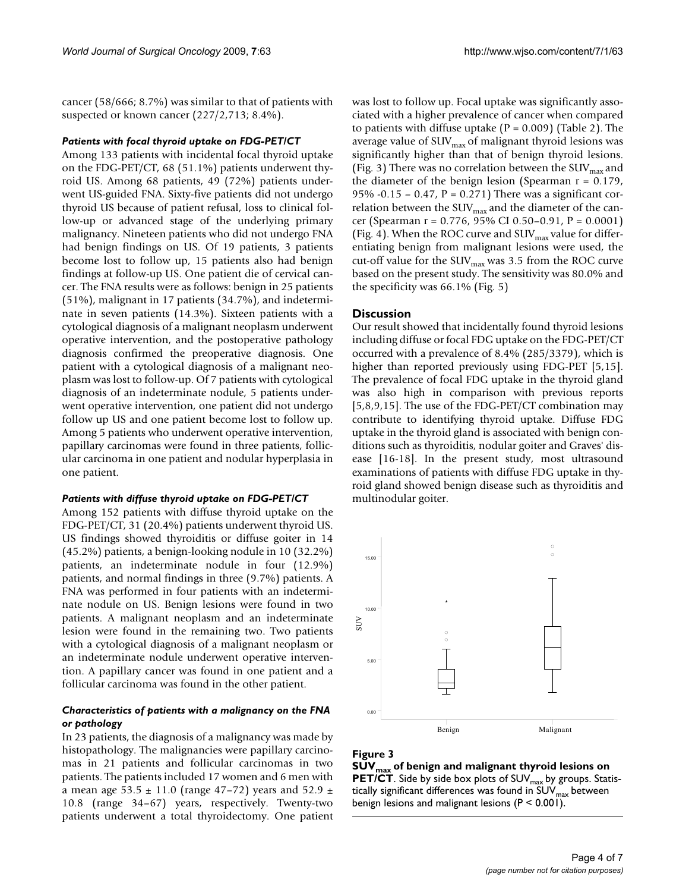cancer (58/666; 8.7%) was similar to that of patients with suspected or known cancer (227/2,713; 8.4%).

### *Patients with focal thyroid uptake on FDG-PET/CT*

Among 133 patients with incidental focal thyroid uptake on the FDG-PET/CT, 68 (51.1%) patients underwent thyroid US. Among 68 patients, 49 (72%) patients underwent US-guided FNA. Sixty-five patients did not undergo thyroid US because of patient refusal, loss to clinical follow-up or advanced stage of the underlying primary malignancy. Nineteen patients who did not undergo FNA had benign findings on US. Of 19 patients, 3 patients become lost to follow up, 15 patients also had benign findings at follow-up US. One patient die of cervical cancer. The FNA results were as follows: benign in 25 patients (51%), malignant in 17 patients (34.7%), and indeterminate in seven patients (14.3%). Sixteen patients with a cytological diagnosis of a malignant neoplasm underwent operative intervention, and the postoperative pathology diagnosis confirmed the preoperative diagnosis. One patient with a cytological diagnosis of a malignant neoplasm was lost to follow-up. Of 7 patients with cytological diagnosis of an indeterminate nodule, 5 patients underwent operative intervention, one patient did not undergo follow up US and one patient become lost to follow up. Among 5 patients who underwent operative intervention, papillary carcinomas were found in three patients, follicular carcinoma in one patient and nodular hyperplasia in one patient.

### *Patients with diffuse thyroid uptake on FDG-PET/CT*

Among 152 patients with diffuse thyroid uptake on the FDG-PET/CT, 31 (20.4%) patients underwent thyroid US. US findings showed thyroiditis or diffuse goiter in 14 (45.2%) patients, a benign-looking nodule in 10 (32.2%) patients, an indeterminate nodule in four (12.9%) patients, and normal findings in three (9.7%) patients. A FNA was performed in four patients with an indeterminate nodule on US. Benign lesions were found in two patients. A malignant neoplasm and an indeterminate lesion were found in the remaining two. Two patients with a cytological diagnosis of a malignant neoplasm or an indeterminate nodule underwent operative intervention. A papillary cancer was found in one patient and a follicular carcinoma was found in the other patient.

### *Characteristics of patients with a malignancy on the FNA or pathology*

In 23 patients, the diagnosis of a malignancy was made by histopathology. The malignancies were papillary carcinomas in 21 patients and follicular carcinomas in two patients. The patients included 17 women and 6 men with a mean age 53.5 ± 11.0 (range 47–72) years and 52.9 ± 10.8 (range 34–67) years, respectively. Twenty-two patients underwent a total thyroidectomy. One patient was lost to follow up. Focal uptake was significantly associated with a higher prevalence of cancer when compared to patients with diffuse uptake ($P = 0.009$) (Table 2). The average value of $SUV_{max}$ of malignant thyroid lesions was significantly higher than that of benign thyroid lesions. (Fig. 3) There was no correlation between the $SUV_{max}$ and the diameter of the benign lesion (Spearman $r = 0.179$, 95% -0.15 – 0.47, $P = 0.271$) There was a significant correlation between the $SUV_{max}$ and the diameter of the cancer (Spearman $r = 0.776$, 95% CI 0.50–0.91, $P = 0.0001$) (Fig. 4). When the ROC curve and $SUV_{max}$ value for differentiating benign from malignant lesions were used, the cut-off value for the $SUV_{max}$ was 3.5 from the ROC curve based on the present study. The sensitivity was 80.0% and the specificity was 66.1% (Fig. 5)

## Discussion

Our result showed that incidentally found thyroid lesions including diffuse or focal FDG uptake on the FDG-PET/CT occurred with a prevalence of 8.4% (285/3379), which is higher than reported previously using FDG-PET [5,15]. The prevalence of focal FDG uptake in the thyroid gland was also high in comparison with previous reports [5,8,9,15]. The use of the FDG-PET/CT combination may contribute to identifying thyroid uptake. Diffuse FDG uptake in the thyroid gland is associated with benign conditions such as thyroiditis, nodular goiter and Graves' disease [16-18]. In the present study, most ultrasound examinations of patients with diffuse FDG uptake in thyroid gland showed benign disease such as thyroiditis and multinodular goiter.

**Figure 3**

**$SUV_{max}$ of benign and malignant thyroid lesions on PET/CT**. Side by side box plots of $SUV_{max}$ by groups. Statistically significant differences was found in $SUV_{max}$ between benign lesions and malignant lesions ($P < 0.001$).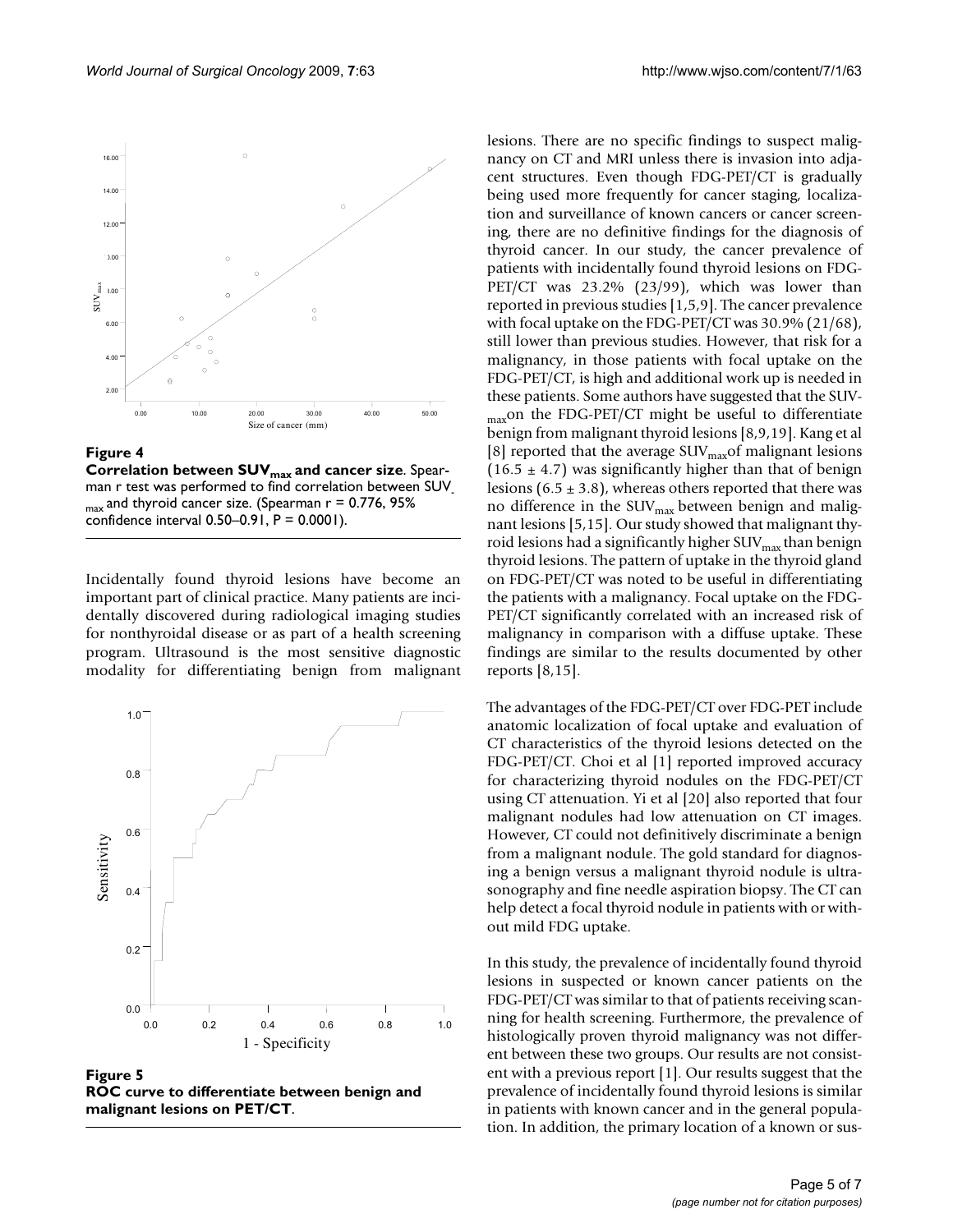**Figure 4**

**Correlation between $SUV_{max}$ and cancer size**. Spearman r test was performed to find correlation between $SUV_{max}$ and thyroid cancer size. (Spearman r = 0.776, 95% confidence interval 0.50–0.91, P = 0.0001).

Incidentally found thyroid lesions have become an important part of clinical practice. Many patients are incidentally discovered during radiological imaging studies for nonthyroidal disease or as part of a health screening program. Ultrasound is the most sensitive diagnostic modality for differentiating benign from malignant lesions. There are no specific findings to suspect malignancy on CT and MRI unless there is invasion into adjacent structures. Even though FDG-PET/CT is gradually being used more frequently for cancer staging, localization and surveillance of known cancers or cancer screening, there are no definitive findings for the diagnosis of thyroid cancer. In our study, the cancer prevalence of patients with incidentally found thyroid lesions on FDG-PET/CT was 23.2% (23/99), which was lower than reported in previous studies [1,5,9]. The cancer prevalence with focal uptake on the FDG-PET/CT was 30.9% (21/68), still lower than previous studies. However, that risk for a malignancy, in those patients with focal uptake on the FDG-PET/CT, is high and additional work up is needed in these patients. Some authors have suggested that the $SUV_{max}$ on the FDG-PET/CT might be useful to differentiate benign from malignant thyroid lesions [8,9,19]. Kang et al [8] reported that the average $SUV_{max}$ of malignant lesions ($16.5 \pm 4.7$) was significantly higher than that of benign lesions ($6.5 \pm 3.8$), whereas others reported that there was no difference in the $SUV_{max}$ between benign and malignant lesions [5,15]. Our study showed that malignant thyroid lesions had a significantly higher $SUV_{max}$ than benign thyroid lesions. The pattern of uptake in the thyroid gland on FDG-PET/CT was noted to be useful in differentiating the patients with a malignancy. Focal uptake on the FDG-PET/CT significantly correlated with an increased risk of malignancy in comparison with a diffuse uptake. These findings are similar to the results documented by other reports [8,15].

**Figure 5**

**ROC curve to differentiate between benign and malignant lesions on PET/CT**.

The advantages of the FDG-PET/CT over FDG-PET include anatomic localization of focal uptake and evaluation of CT characteristics of the thyroid lesions detected on the FDG-PET/CT. Choi et al [1] reported improved accuracy for characterizing thyroid nodules on the FDG-PET/CT using CT attenuation. Yi et al [20] also reported that four malignant nodules had low attenuation on CT images. However, CT could not definitively discriminate a benign from a malignant nodule. The gold standard for diagnosing a benign versus a malignant thyroid nodule is ultrasonography and fine needle aspiration biopsy. The CT can help detect a focal thyroid nodule in patients with or without mild FDG uptake.

In this study, the prevalence of incidentally found thyroid lesions in suspected or known cancer patients on the FDG-PET/CT was similar to that of patients receiving scanning for health screening. Furthermore, the prevalence of histologically proven thyroid malignancy was not different between these two groups. Our results are not consistent with a previous report [1]. Our results suggest that the prevalence of incidentally found thyroid lesions is similar in patients with known cancer and in the general population. In addition, the primary location of a known or sus-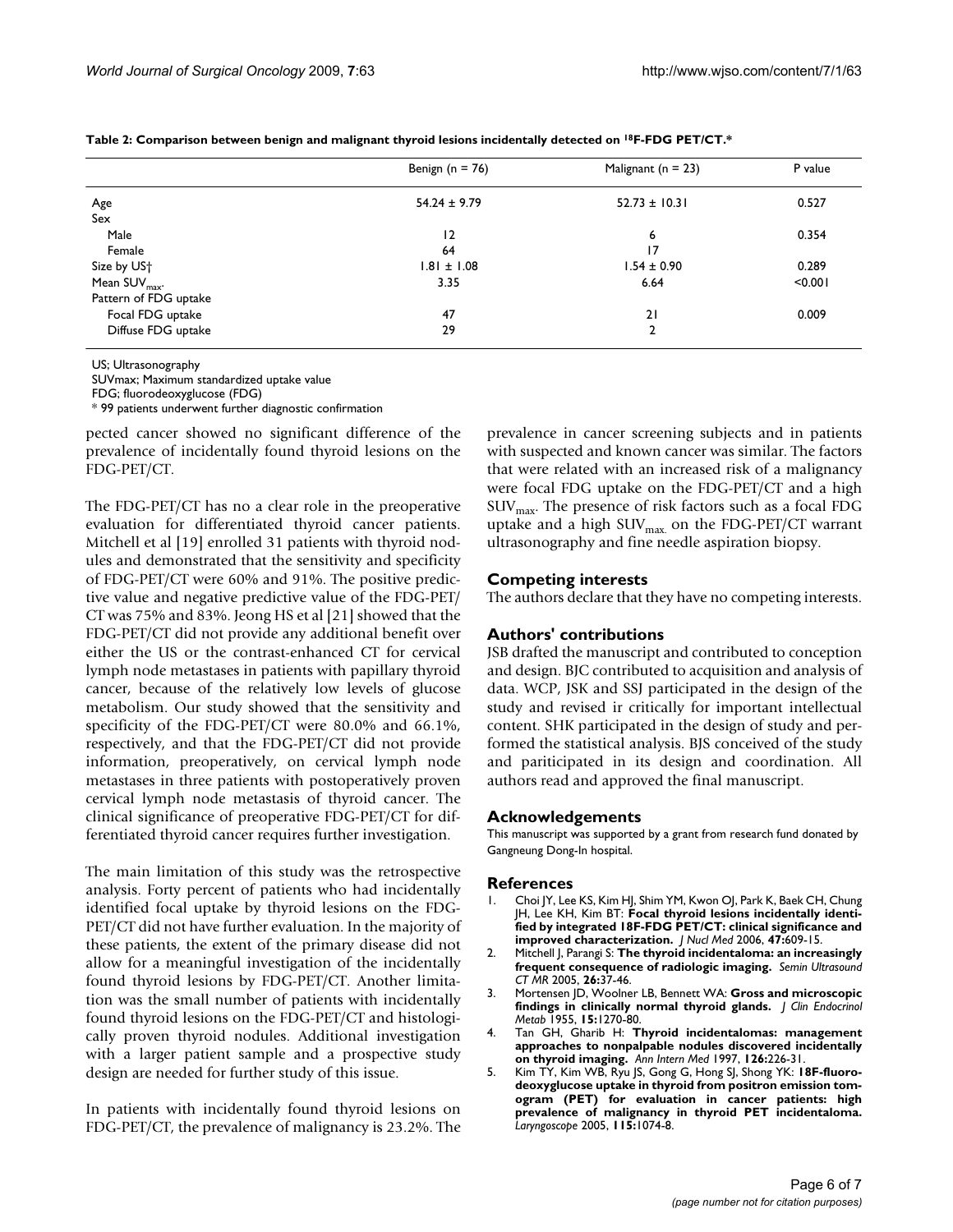**Table 2: Comparison between benign and malignant thyroid lesions incidentally detected on [18]F-FDG PET/CT.***

| | Benign (n = 76) | Malignant (n = 23) | P value |
|---|---|---|---|
| Age | 54.24 ± 9.79 | 52.73 ± 10.31 | 0.527 |
| Sex | | | |
| Male | 12 | 6 | 0.354 |
| Female | 64 | 17 | |
| Size by US† | 1.81 ± 1.08 | 1.54 ± 0.90 | 0.289 |
| Mean $SUV_{max}$. | 3.35 | 6.64 | <0.001 |
| Pattern of FDG uptake | | | |
| Focal FDG uptake | 47 | 21 | 0.009 |
| Diffuse FDG uptake | 29 | 2 | |

US; Ultrasonography
SUVmax; Maximum standardized uptake value
FDG; fluorodeoxyglucose (FDG)
* 99 patients underwent further diagnostic confirmation

pected cancer showed no significant difference of the prevalence of incidentally found thyroid lesions on the FDG-PET/CT.

The FDG-PET/CT has no a clear role in the preoperative evaluation for differentiated thyroid cancer patients. Mitchell et al [19] enrolled 31 patients with thyroid nodules and demonstrated that the sensitivity and specificity of FDG-PET/CT were 60% and 91%. The positive predictive value and negative predictive value of the FDG-PET/CT was 75% and 83%. Jeong HS et al [21] showed that the FDG-PET/CT did not provide any additional benefit over either the US or the contrast-enhanced CT for cervical lymph node metastases in patients with papillary thyroid cancer, because of the relatively low levels of glucose metabolism. Our study showed that the sensitivity and specificity of the FDG-PET/CT were 80.0% and 66.1%, respectively, and that the FDG-PET/CT did not provide information, preoperatively, on cervical lymph node metastases in three patients with postoperatively proven cervical lymph node metastasis of thyroid cancer. The clinical significance of preoperative FDG-PET/CT for differentiated thyroid cancer requires further investigation.

The main limitation of this study was the retrospective analysis. Forty percent of patients who had incidentally identified focal uptake by thyroid lesions on the FDG-PET/CT did not have further evaluation. In the majority of these patients, the extent of the primary disease did not allow for a meaningful investigation of the incidentally found thyroid lesions by FDG-PET/CT. Another limitation was the small number of patients with incidentally found thyroid lesions on the FDG-PET/CT and histologically proven thyroid nodules. Additional investigation with a larger patient sample and a prospective study design are needed for further study of this issue.

In patients with incidentally found thyroid lesions on FDG-PET/CT, the prevalence of malignancy is 23.2%. The prevalence in cancer screening subjects and in patients with suspected and known cancer was similar. The factors that were related with an increased risk of a malignancy were focal FDG uptake on the FDG-PET/CT and a high $SUV_{max}$. The presence of risk factors such as a focal FDG uptake and a high $SUV_{max.}$ on the FDG-PET/CT warrant ultrasonography and fine needle aspiration biopsy.

## Competing interests

The authors declare that they have no competing interests.

## Authors' contributions

JSB drafted the manuscript and contributed to conception and design. BJC contributed to acquisition and analysis of data. WCP, JSK and SSJ participated in the design of the study and revised ir critically for important intellectual content. SHK participated in the design of study and performed the statistical analysis. BJS conceived of the study and pariticipated in its design and coordination. All authors read and approved the final manuscript.

## Acknowledgements

This manuscript was supported by a grant from research fund donated by Gangneung Dong-In hospital.

## References

1. Choi JY, Lee KS, Kim HJ, Shim YM, Kwon OJ, Park K, Baek CH, Chung JH, Lee KH, Kim BT: **Focal thyroid lesions incidentally identified by integrated 18F-FDG PET/CT: clinical significance and improved characterization.** *J Nucl Med* 2006, **47:**609-15.
2. Mitchell J, Parangi S: **The thyroid incidentaloma: an increasingly frequent consequence of radiologic imaging.** *Semin Ultrasound CT MR* 2005, **26:**37-46.
3. Mortensen JD, Woolner LB, Bennett WA: **Gross and microscopic findings in clinically normal thyroid glands.** *J Clin Endocrinol Metab* 1955, **15:**1270-80.
4. Tan GH, Gharib H: **Thyroid incidentalomas: management approaches to nonpalpable nodules discovered incidentally on thyroid imaging.** *Ann Intern Med* 1997, **126:**226-31.
5. Kim TY, Kim WB, Ryu JS, Gong G, Hong SJ, Shong YK: **18F-fluorodeoxyglucose uptake in thyroid from positron emission tomogram (PET) for evaluation in cancer patients: high prevalence of malignancy in thyroid PET incidentaloma.** *Laryngoscope* 2005, **115:**1074-8.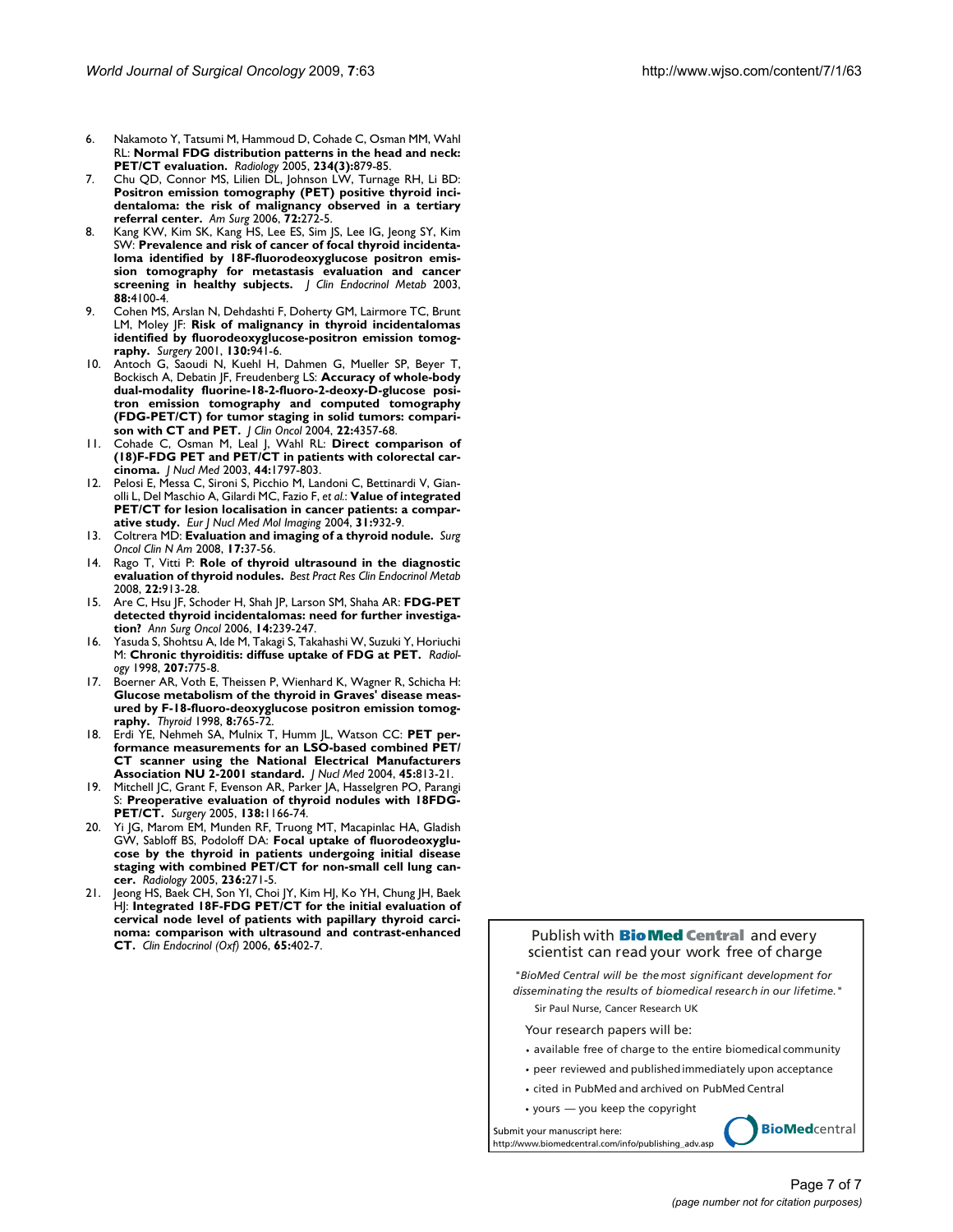6. Nakamoto Y, Tatsumi M, Hammoud D, Cohade C, Osman MM, Wahl RL: **Normal FDG distribution patterns in the head and neck: PET/CT evaluation.** *Radiology* 2005, **234(3):**879-85.
7. Chu QD, Connor MS, Lilien DL, Johnson LW, Turnage RH, Li BD: **Positron emission tomography (PET) positive thyroid incidentaloma: the risk of malignancy observed in a tertiary referral center.** *Am Surg* 2006, **72:**272-5.
8. Kang KW, Kim SK, Kang HS, Lee ES, Sim JS, Lee IG, Jeong SY, Kim SW: **Prevalence and risk of cancer of focal thyroid incidentaloma identified by 18F-fluorodeoxyglucose positron emission tomography for metastasis evaluation and cancer screening in healthy subjects.** *J Clin Endocrinol Metab* 2003, **88:**4100-4.
9. Cohen MS, Arslan N, Dehdashti F, Doherty GM, Lairmore TC, Brunt LM, Moley JF: **Risk of malignancy in thyroid incidentalomas identified by fluorodeoxyglucose-positron emission tomography.** *Surgery* 2001, **130:**941-6.
10. Antoch G, Saoudi N, Kuehl H, Dahmen G, Mueller SP, Beyer T, Bockisch A, Debatin JF, Freudenberg LS: **Accuracy of whole-body dual-modality fluorine-18-2-fluoro-2-deoxy-D-glucose positron emission tomography and computed tomography (FDG-PET/CT) for tumor staging in solid tumors: comparison with CT and PET.** *J Clin Oncol* 2004, **22:**4357-68.
11. Cohade C, Osman M, Leal J, Wahl RL: **Direct comparison of (18)F-FDG PET and PET/CT in patients with colorectal carcinoma.** *J Nucl Med* 2003, **44:**1797-803.
12. Pelosi E, Messa C, Sironi S, Picchio M, Landoni C, Bettinardi V, Gianolli L, Del Maschio A, Gilardi MC, Fazio F, *et al.*: **Value of integrated PET/CT for lesion localisation in cancer patients: a comparative study.** *Eur J Nucl Med Mol Imaging* 2004, **31:**932-9.
13. Coltrera MD: **Evaluation and imaging of a thyroid nodule.** *Surg Oncol Clin N Am* 2008, **17:**37-56.
14. Rago T, Vitti P: **Role of thyroid ultrasound in the diagnostic evaluation of thyroid nodules.** *Best Pract Res Clin Endocrinol Metab* 2008, **22:**913-28.
15. Are C, Hsu JF, Schoder H, Shah JP, Larson SM, Shaha AR: **FDG-PET detected thyroid incidentalomas: need for further investigation?** *Ann Surg Oncol* 2006, **14:**239-247.
16. Yasuda S, Shohtsu A, Ide M, Takagi S, Takahashi W, Suzuki Y, Horiuchi M: **Chronic thyroiditis: diffuse uptake of FDG at PET.** *Radiology* 1998, **207:**775-8.
17. Boerner AR, Voth E, Theissen P, Wienhard K, Wagner R, Schicha H: **Glucose metabolism of the thyroid in Graves' disease measured by F-18-fluoro-deoxyglucose positron emission tomography.** *Thyroid* 1998, **8:**765-72.
18. Erdi YE, Nehmeh SA, Mulnix T, Humm JL, Watson CC: **PET performance measurements for an LSO-based combined PET/CT scanner using the National Electrical Manufacturers Association NU 2-2001 standard.** *J Nucl Med* 2004, **45:**813-21.
19. Mitchell JC, Grant F, Evenson AR, Parker JA, Hasselgren PO, Parangi S: **Preoperative evaluation of thyroid nodules with 18FDG-PET/CT.** *Surgery* 2005, **138:**1166-74.
20. Yi JG, Marom EM, Munden RF, Truong MT, Macapinlac HA, Gladish GW, Sabloff BS, Podoloff DA: **Focal uptake of fluorodeoxyglucose by the thyroid in patients undergoing initial disease staging with combined PET/CT for non-small cell lung cancer.** *Radiology* 2005, **236:**271-5.
21. Jeong HS, Baek CH, Son YI, Choi JY, Kim HJ, Ko YH, Chung JH, Baek HJ: **Integrated 18F-FDG PET/CT for the initial evaluation of cervical node level of patients with papillary thyroid carcinoma: comparison with ultrasound and contrast-enhanced CT.** *Clin Endocrinol (Oxf)* 2006, **65:**402-7.

Publish with **BioMed Central** and every scientist can read your work free of charge

*"BioMed Central will be the most significant development for disseminating the results of biomedical research in our lifetime."*

Sir Paul Nurse, Cancer Research UK

Your research papers will be:

- available free of charge to the entire biomedical community
- peer reviewed and published immediately upon acceptance
- cited in PubMed and archived on PubMed Central
- yours — you keep the copyright

Submit your manuscript here:
http://www.biomedcentral.com/info/publishing_adv.asp

**BioMed**central